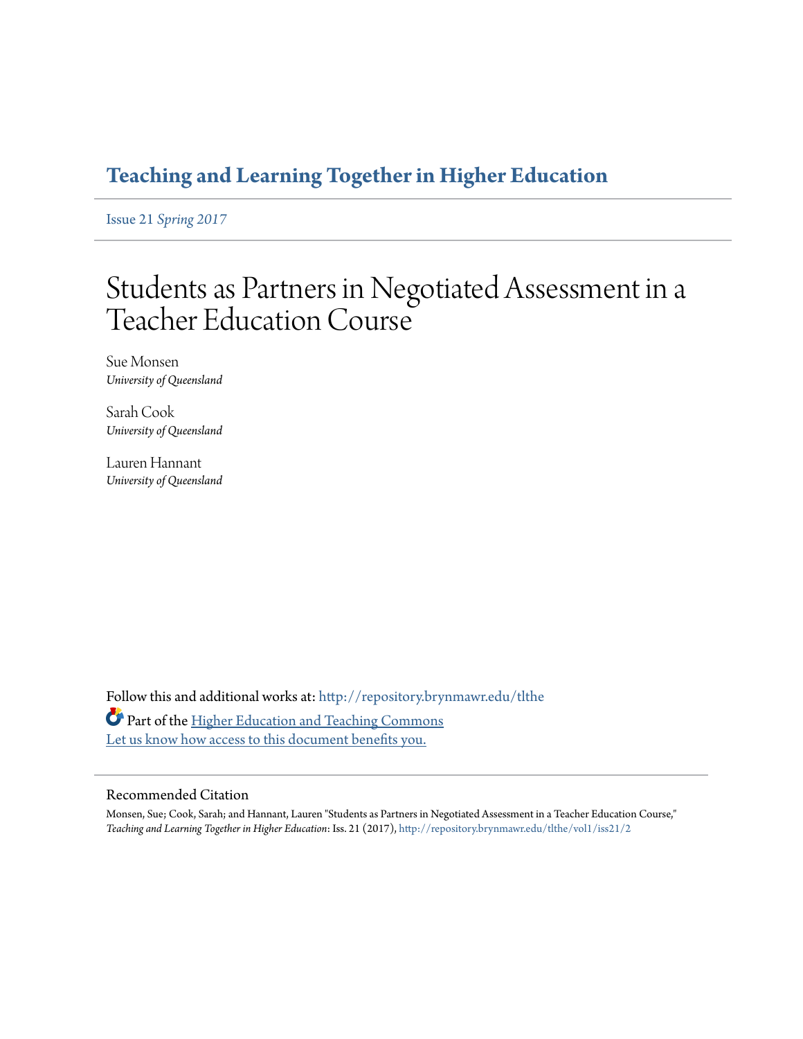## Teaching and Learning Together in Higher Education

Issue 21 *Spring 2017*

# Students as Partners in Negotiated Assessment in a Teacher Education Course

Sue Monsen
*University of Queensland*

Sarah Cook
*University of Queensland*

Lauren Hannant
*University of Queensland*

Follow this and additional works at: http://repository.brynmawr.edu/tlthe

Part of the Higher Education and Teaching Commons

Let us know how access to this document benefits you.

### Recommended Citation

Monsen, Sue; Cook, Sarah; and Hannant, Lauren "Students as Partners in Negotiated Assessment in a Teacher Education Course," *Teaching and Learning Together in Higher Education*: Iss. 21 (2017), http://repository.brynmawr.edu/tlthe/vol1/iss21/2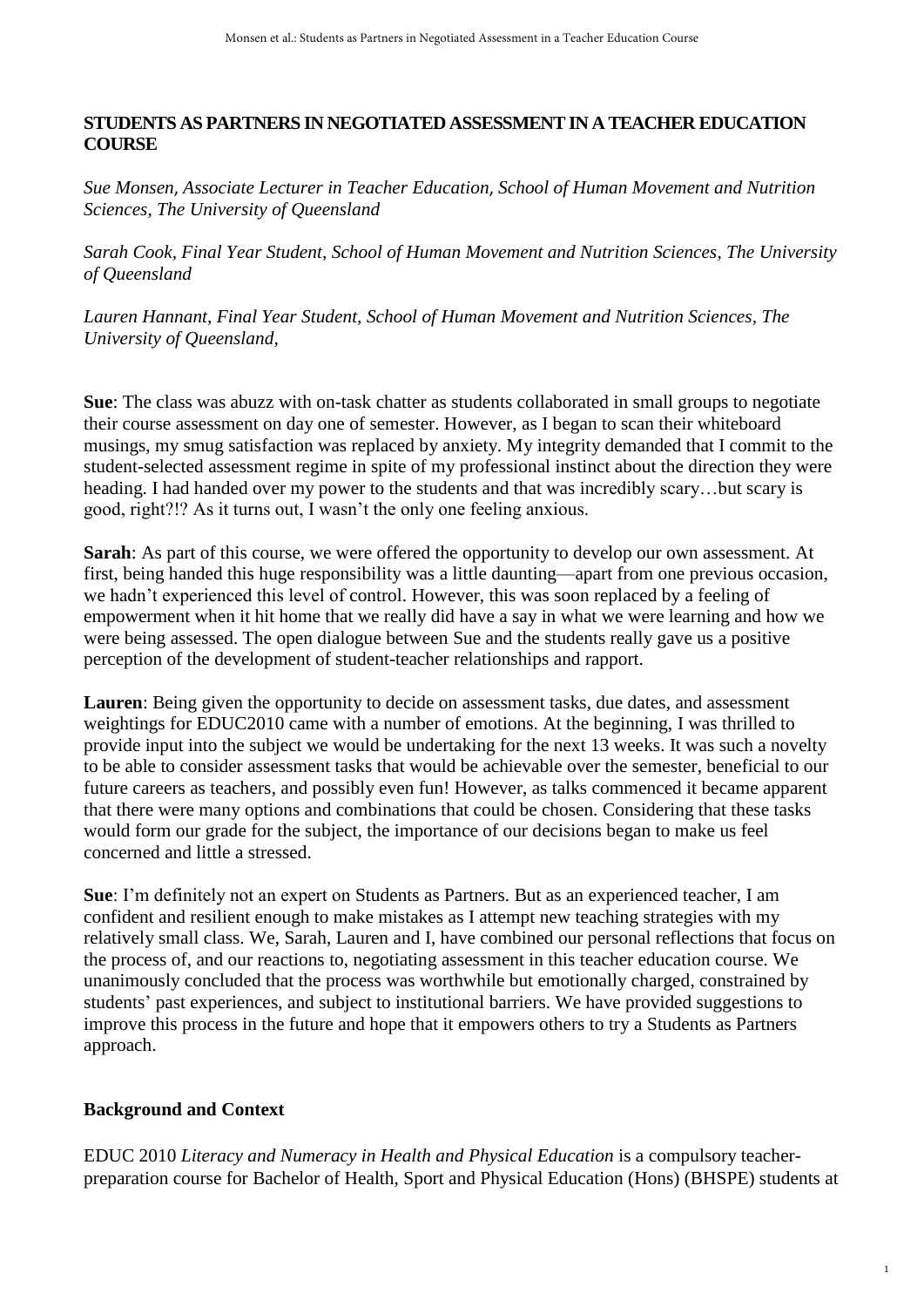## STUDENTS AS PARTNERS IN NEGOTIATED ASSESSMENT IN A TEACHER EDUCATION COURSE

*Sue Monsen, Associate Lecturer in Teacher Education, School of Human Movement and Nutrition Sciences, The University of Queensland*

*Sarah Cook, Final Year Student, School of Human Movement and Nutrition Sciences, The University of Queensland*

*Lauren Hannant, Final Year Student, School of Human Movement and Nutrition Sciences, The University of Queensland,*

**Sue**: The class was abuzz with on-task chatter as students collaborated in small groups to negotiate their course assessment on day one of semester. However, as I began to scan their whiteboard musings, my smug satisfaction was replaced by anxiety. My integrity demanded that I commit to the student-selected assessment regime in spite of my professional instinct about the direction they were heading. I had handed over my power to the students and that was incredibly scary…but scary is good, right?!? As it turns out, I wasn't the only one feeling anxious.

**Sarah**: As part of this course, we were offered the opportunity to develop our own assessment. At first, being handed this huge responsibility was a little daunting—apart from one previous occasion, we hadn't experienced this level of control. However, this was soon replaced by a feeling of empowerment when it hit home that we really did have a say in what we were learning and how we were being assessed. The open dialogue between Sue and the students really gave us a positive perception of the development of student-teacher relationships and rapport.

**Lauren**: Being given the opportunity to decide on assessment tasks, due dates, and assessment weightings for EDUC2010 came with a number of emotions. At the beginning, I was thrilled to provide input into the subject we would be undertaking for the next 13 weeks. It was such a novelty to be able to consider assessment tasks that would be achievable over the semester, beneficial to our future careers as teachers, and possibly even fun! However, as talks commenced it became apparent that there were many options and combinations that could be chosen. Considering that these tasks would form our grade for the subject, the importance of our decisions began to make us feel concerned and little a stressed.

**Sue**: I'm definitely not an expert on Students as Partners. But as an experienced teacher, I am confident and resilient enough to make mistakes as I attempt new teaching strategies with my relatively small class. We, Sarah, Lauren and I, have combined our personal reflections that focus on the process of, and our reactions to, negotiating assessment in this teacher education course. We unanimously concluded that the process was worthwhile but emotionally charged, constrained by students' past experiences, and subject to institutional barriers. We have provided suggestions to improve this process in the future and hope that it empowers others to try a Students as Partners approach.

### Background and Context

EDUC 2010 *Literacy and Numeracy in Health and Physical Education* is a compulsory teacher-preparation course for Bachelor of Health, Sport and Physical Education (Hons) (BHSPE) students at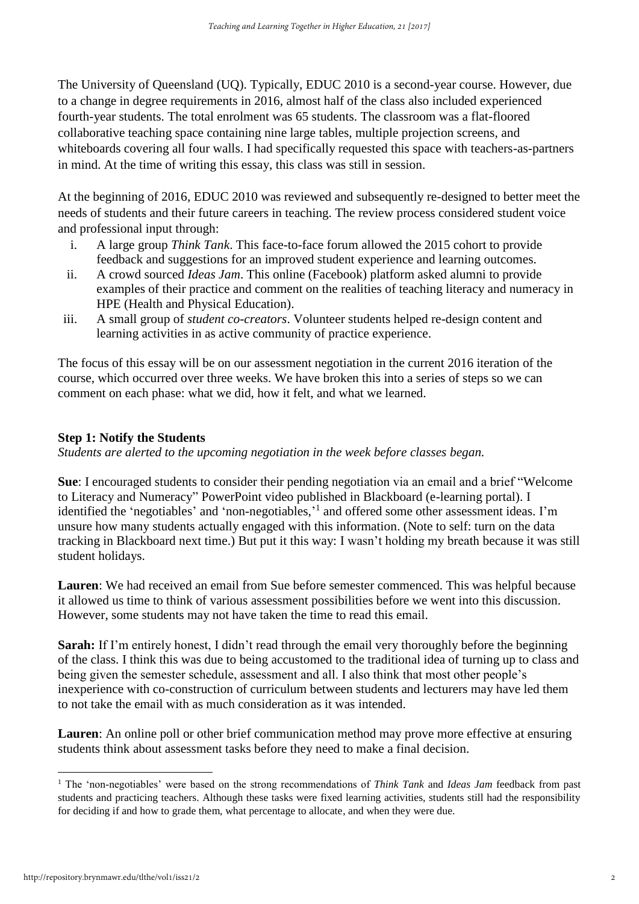The University of Queensland (UQ). Typically, EDUC 2010 is a second-year course. However, due to a change in degree requirements in 2016, almost half of the class also included experienced fourth-year students. The total enrolment was 65 students. The classroom was a flat-floored collaborative teaching space containing nine large tables, multiple projection screens, and whiteboards covering all four walls. I had specifically requested this space with teachers-as-partners in mind. At the time of writing this essay, this class was still in session.

At the beginning of 2016, EDUC 2010 was reviewed and subsequently re-designed to better meet the needs of students and their future careers in teaching. The review process considered student voice and professional input through:

i. A large group *Think Tank*. This face-to-face forum allowed the 2015 cohort to provide feedback and suggestions for an improved student experience and learning outcomes.
ii. A crowd sourced *Ideas Jam*. This online (Facebook) platform asked alumni to provide examples of their practice and comment on the realities of teaching literacy and numeracy in HPE (Health and Physical Education).
iii. A small group of *student co-creators*. Volunteer students helped re-design content and learning activities in as active community of practice experience.

The focus of this essay will be on our assessment negotiation in the current 2016 iteration of the course, which occurred over three weeks. We have broken this into a series of steps so we can comment on each phase: what we did, how it felt, and what we learned.

### Step 1: Notify the Students

*Students are alerted to the upcoming negotiation in the week before classes began.*

**Sue**: I encouraged students to consider their pending negotiation via an email and a brief "Welcome to Literacy and Numeracy" PowerPoint video published in Blackboard (e-learning portal). I identified the 'negotiables' and 'non-negotiables,'[1] and offered some other assessment ideas. I'm unsure how many students actually engaged with this information. (Note to self: turn on the data tracking in Blackboard next time.) But put it this way: I wasn't holding my breath because it was still student holidays.

**Lauren**: We had received an email from Sue before semester commenced. This was helpful because it allowed us time to think of various assessment possibilities before we went into this discussion. However, some students may not have taken the time to read this email.

**Sarah:** If I'm entirely honest, I didn't read through the email very thoroughly before the beginning of the class. I think this was due to being accustomed to the traditional idea of turning up to class and being given the semester schedule, assessment and all. I also think that most other people's inexperience with co-construction of curriculum between students and lecturers may have led them to not take the email with as much consideration as it was intended.

**Lauren**: An online poll or other brief communication method may prove more effective at ensuring students think about assessment tasks before they need to make a final decision.

---

[1] The 'non-negotiables' were based on the strong recommendations of *Think Tank* and *Ideas Jam* feedback from past students and practicing teachers. Although these tasks were fixed learning activities, students still had the responsibility for deciding if and how to grade them, what percentage to allocate, and when they were due.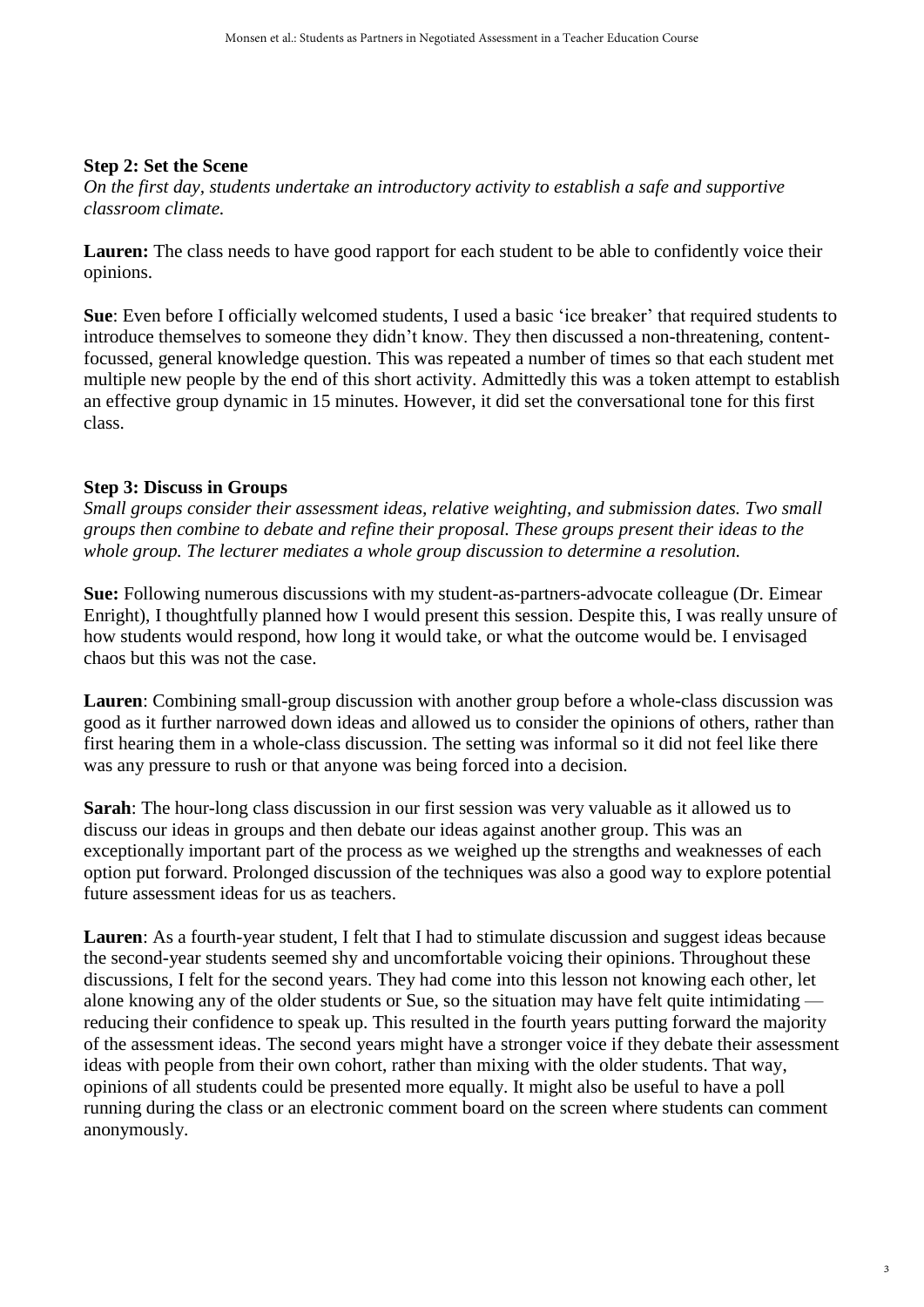**Step 2: Set the Scene**

*On the first day, students undertake an introductory activity to establish a safe and supportive classroom climate.*

**Lauren:** The class needs to have good rapport for each student to be able to confidently voice their opinions.

**Sue**: Even before I officially welcomed students, I used a basic 'ice breaker' that required students to introduce themselves to someone they didn't know. They then discussed a non-threatening, content-focussed, general knowledge question. This was repeated a number of times so that each student met multiple new people by the end of this short activity. Admittedly this was a token attempt to establish an effective group dynamic in 15 minutes. However, it did set the conversational tone for this first class.

**Step 3: Discuss in Groups**

*Small groups consider their assessment ideas, relative weighting, and submission dates. Two small groups then combine to debate and refine their proposal. These groups present their ideas to the whole group. The lecturer mediates a whole group discussion to determine a resolution.*

**Sue:** Following numerous discussions with my student-as-partners-advocate colleague (Dr. Eimear Enright), I thoughtfully planned how I would present this session. Despite this, I was really unsure of how students would respond, how long it would take, or what the outcome would be. I envisaged chaos but this was not the case.

**Lauren**: Combining small-group discussion with another group before a whole-class discussion was good as it further narrowed down ideas and allowed us to consider the opinions of others, rather than first hearing them in a whole-class discussion. The setting was informal so it did not feel like there was any pressure to rush or that anyone was being forced into a decision.

**Sarah**: The hour-long class discussion in our first session was very valuable as it allowed us to discuss our ideas in groups and then debate our ideas against another group. This was an exceptionally important part of the process as we weighed up the strengths and weaknesses of each option put forward. Prolonged discussion of the techniques was also a good way to explore potential future assessment ideas for us as teachers.

**Lauren**: As a fourth-year student, I felt that I had to stimulate discussion and suggest ideas because the second-year students seemed shy and uncomfortable voicing their opinions. Throughout these discussions, I felt for the second years. They had come into this lesson not knowing each other, let alone knowing any of the older students or Sue, so the situation may have felt quite intimidating — reducing their confidence to speak up. This resulted in the fourth years putting forward the majority of the assessment ideas. The second years might have a stronger voice if they debate their assessment ideas with people from their own cohort, rather than mixing with the older students. That way, opinions of all students could be presented more equally. It might also be useful to have a poll running during the class or an electronic comment board on the screen where students can comment anonymously.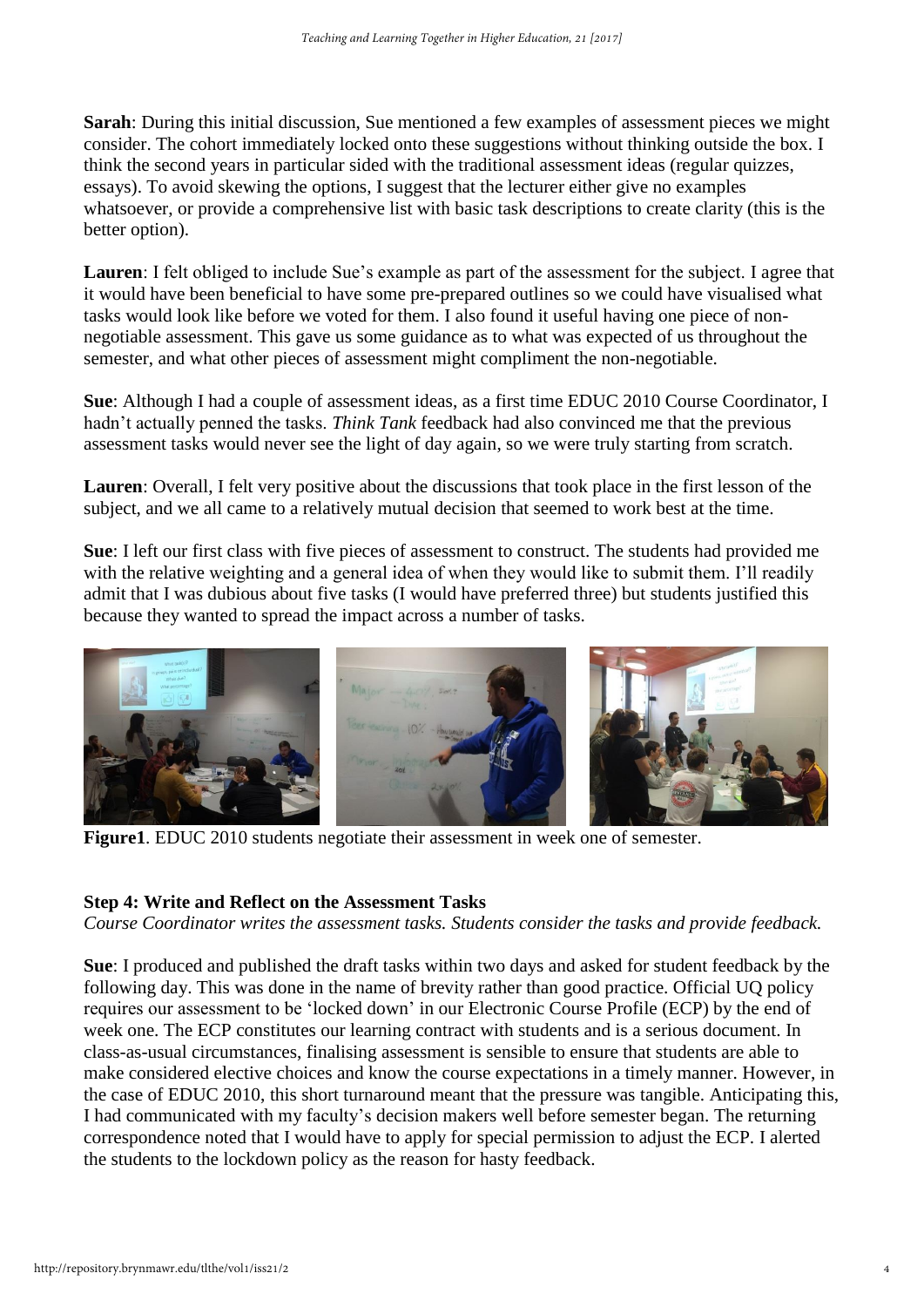**Sarah**: During this initial discussion, Sue mentioned a few examples of assessment pieces we might consider. The cohort immediately locked onto these suggestions without thinking outside the box. I think the second years in particular sided with the traditional assessment ideas (regular quizzes, essays). To avoid skewing the options, I suggest that the lecturer either give no examples whatsoever, or provide a comprehensive list with basic task descriptions to create clarity (this is the better option).

**Lauren**: I felt obliged to include Sue's example as part of the assessment for the subject. I agree that it would have been beneficial to have some pre-prepared outlines so we could have visualised what tasks would look like before we voted for them. I also found it useful having one piece of non-negotiable assessment. This gave us some guidance as to what was expected of us throughout the semester, and what other pieces of assessment might compliment the non-negotiable.

**Sue**: Although I had a couple of assessment ideas, as a first time EDUC 2010 Course Coordinator, I hadn't actually penned the tasks. *Think Tank* feedback had also convinced me that the previous assessment tasks would never see the light of day again, so we were truly starting from scratch.

**Lauren**: Overall, I felt very positive about the discussions that took place in the first lesson of the subject, and we all came to a relatively mutual decision that seemed to work best at the time.

**Sue**: I left our first class with five pieces of assessment to construct. The students had provided me with the relative weighting and a general idea of when they would like to submit them. I'll readily admit that I was dubious about five tasks (I would have preferred three) but students justified this because they wanted to spread the impact across a number of tasks.

**Figure1**. EDUC 2010 students negotiate their assessment in week one of semester.

### Step 4: Write and Reflect on the Assessment Tasks

*Course Coordinator writes the assessment tasks. Students consider the tasks and provide feedback.*

**Sue**: I produced and published the draft tasks within two days and asked for student feedback by the following day. This was done in the name of brevity rather than good practice. Official UQ policy requires our assessment to be 'locked down' in our Electronic Course Profile (ECP) by the end of week one. The ECP constitutes our learning contract with students and is a serious document. In class-as-usual circumstances, finalising assessment is sensible to ensure that students are able to make considered elective choices and know the course expectations in a timely manner. However, in the case of EDUC 2010, this short turnaround meant that the pressure was tangible. Anticipating this, I had communicated with my faculty's decision makers well before semester began. The returning correspondence noted that I would have to apply for special permission to adjust the ECP. I alerted the students to the lockdown policy as the reason for hasty feedback.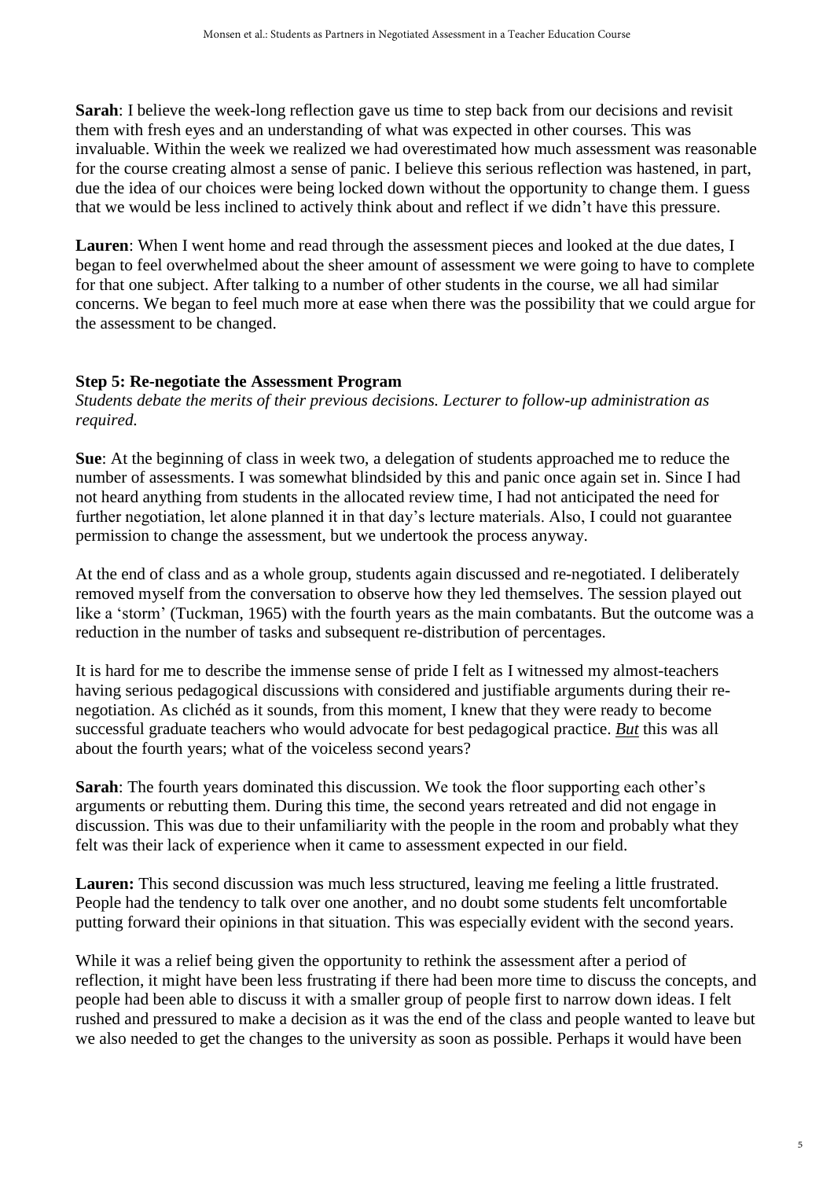**Sarah**: I believe the week-long reflection gave us time to step back from our decisions and revisit them with fresh eyes and an understanding of what was expected in other courses. This was invaluable. Within the week we realized we had overestimated how much assessment was reasonable for the course creating almost a sense of panic. I believe this serious reflection was hastened, in part, due the idea of our choices were being locked down without the opportunity to change them. I guess that we would be less inclined to actively think about and reflect if we didn't have this pressure.

**Lauren**: When I went home and read through the assessment pieces and looked at the due dates, I began to feel overwhelmed about the sheer amount of assessment we were going to have to complete for that one subject. After talking to a number of other students in the course, we all had similar concerns. We began to feel much more at ease when there was the possibility that we could argue for the assessment to be changed.

### Step 5: Re-negotiate the Assessment Program

*Students debate the merits of their previous decisions. Lecturer to follow-up administration as required.*

**Sue**: At the beginning of class in week two, a delegation of students approached me to reduce the number of assessments. I was somewhat blindsided by this and panic once again set in. Since I had not heard anything from students in the allocated review time, I had not anticipated the need for further negotiation, let alone planned it in that day's lecture materials. Also, I could not guarantee permission to change the assessment, but we undertook the process anyway.

At the end of class and as a whole group, students again discussed and re-negotiated. I deliberately removed myself from the conversation to observe how they led themselves. The session played out like a 'storm' (Tuckman, 1965) with the fourth years as the main combatants. But the outcome was a reduction in the number of tasks and subsequent re-distribution of percentages.

It is hard for me to describe the immense sense of pride I felt as I witnessed my almost-teachers having serious pedagogical discussions with considered and justifiable arguments during their re-negotiation. As clichéd as it sounds, from this moment, I knew that they were ready to become successful graduate teachers who would advocate for best pedagogical practice. ***But*** this was all about the fourth years; what of the voiceless second years?

**Sarah**: The fourth years dominated this discussion. We took the floor supporting each other's arguments or rebutting them. During this time, the second years retreated and did not engage in discussion. This was due to their unfamiliarity with the people in the room and probably what they felt was their lack of experience when it came to assessment expected in our field.

**Lauren:** This second discussion was much less structured, leaving me feeling a little frustrated. People had the tendency to talk over one another, and no doubt some students felt uncomfortable putting forward their opinions in that situation. This was especially evident with the second years.

While it was a relief being given the opportunity to rethink the assessment after a period of reflection, it might have been less frustrating if there had been more time to discuss the concepts, and people had been able to discuss it with a smaller group of people first to narrow down ideas. I felt rushed and pressured to make a decision as it was the end of the class and people wanted to leave but we also needed to get the changes to the university as soon as possible. Perhaps it would have been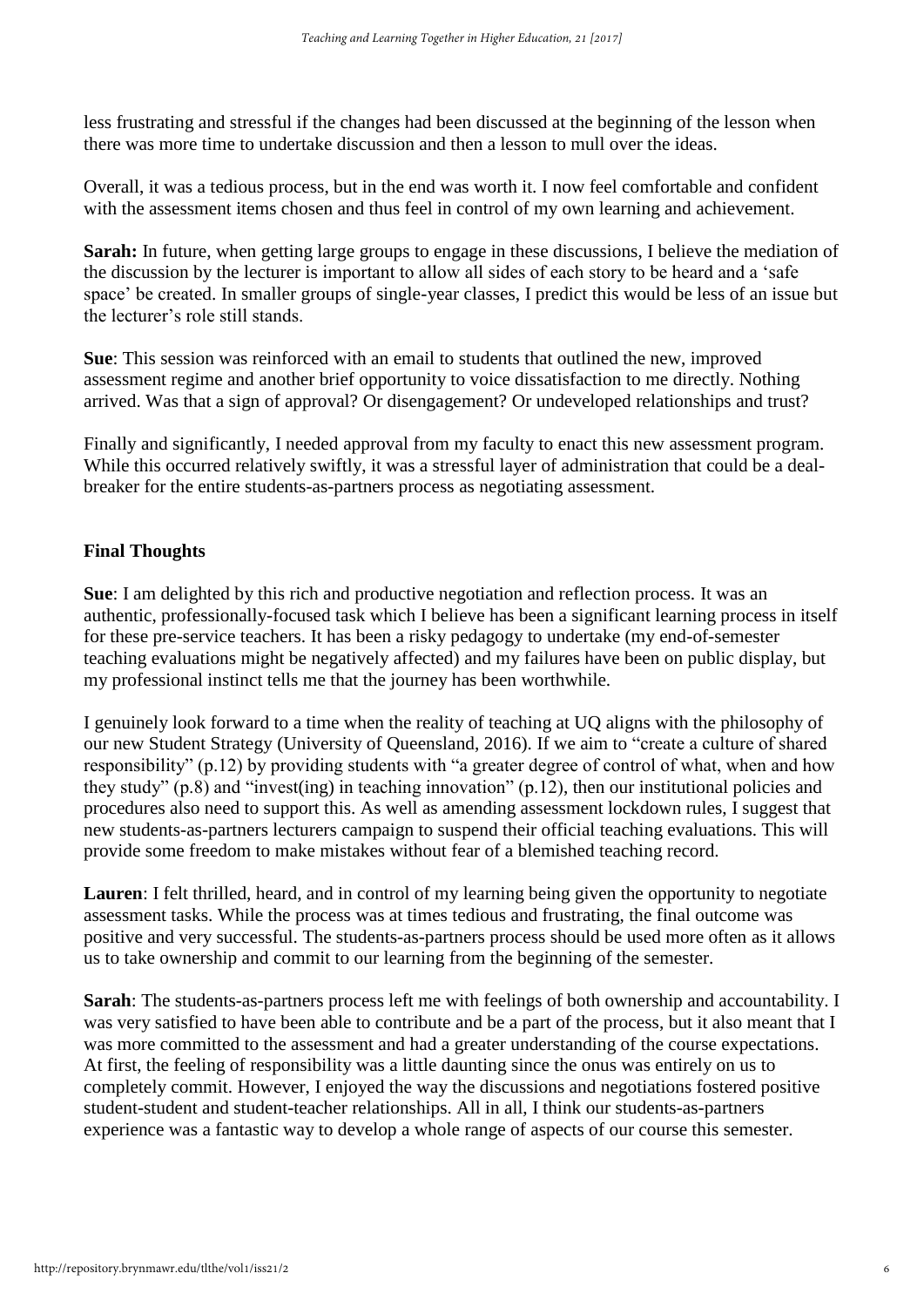less frustrating and stressful if the changes had been discussed at the beginning of the lesson when there was more time to undertake discussion and then a lesson to mull over the ideas.

Overall, it was a tedious process, but in the end was worth it. I now feel comfortable and confident with the assessment items chosen and thus feel in control of my own learning and achievement.

**Sarah:** In future, when getting large groups to engage in these discussions, I believe the mediation of the discussion by the lecturer is important to allow all sides of each story to be heard and a 'safe space' be created. In smaller groups of single-year classes, I predict this would be less of an issue but the lecturer's role still stands.

**Sue**: This session was reinforced with an email to students that outlined the new, improved assessment regime and another brief opportunity to voice dissatisfaction to me directly. Nothing arrived. Was that a sign of approval? Or disengagement? Or undeveloped relationships and trust?

Finally and significantly, I needed approval from my faculty to enact this new assessment program. While this occurred relatively swiftly, it was a stressful layer of administration that could be a deal-breaker for the entire students-as-partners process as negotiating assessment.

## Final Thoughts

**Sue**: I am delighted by this rich and productive negotiation and reflection process. It was an authentic, professionally-focused task which I believe has been a significant learning process in itself for these pre-service teachers. It has been a risky pedagogy to undertake (my end-of-semester teaching evaluations might be negatively affected) and my failures have been on public display, but my professional instinct tells me that the journey has been worthwhile.

I genuinely look forward to a time when the reality of teaching at UQ aligns with the philosophy of our new Student Strategy (University of Queensland, 2016). If we aim to "create a culture of shared responsibility" (p.12) by providing students with "a greater degree of control of what, when and how they study" (p.8) and "invest(ing) in teaching innovation" (p.12), then our institutional policies and procedures also need to support this. As well as amending assessment lockdown rules, I suggest that new students-as-partners lecturers campaign to suspend their official teaching evaluations. This will provide some freedom to make mistakes without fear of a blemished teaching record.

**Lauren**: I felt thrilled, heard, and in control of my learning being given the opportunity to negotiate assessment tasks. While the process was at times tedious and frustrating, the final outcome was positive and very successful. The students-as-partners process should be used more often as it allows us to take ownership and commit to our learning from the beginning of the semester.

**Sarah**: The students-as-partners process left me with feelings of both ownership and accountability. I was very satisfied to have been able to contribute and be a part of the process, but it also meant that I was more committed to the assessment and had a greater understanding of the course expectations. At first, the feeling of responsibility was a little daunting since the onus was entirely on us to completely commit. However, I enjoyed the way the discussions and negotiations fostered positive student-student and student-teacher relationships. All in all, I think our students-as-partners experience was a fantastic way to develop a whole range of aspects of our course this semester.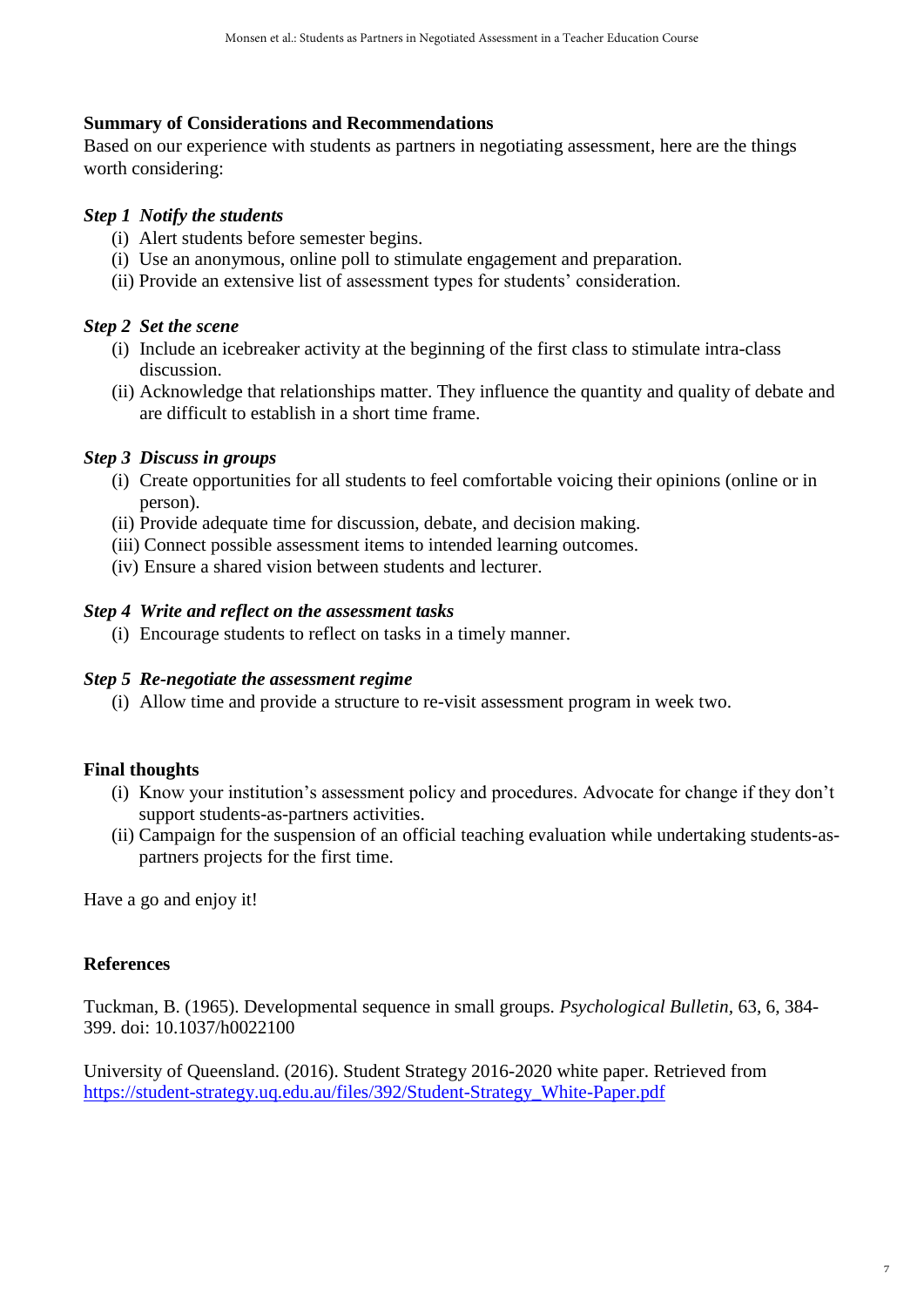### Summary of Considerations and Recommendations

Based on our experience with students as partners in negotiating assessment, here are the things worth considering:

***Step 1  Notify the students***

(i) Alert students before semester begins.
(i) Use an anonymous, online poll to stimulate engagement and preparation.
(ii) Provide an extensive list of assessment types for students' consideration.

***Step 2  Set the scene***

(i) Include an icebreaker activity at the beginning of the first class to stimulate intra-class discussion.
(ii) Acknowledge that relationships matter. They influence the quantity and quality of debate and are difficult to establish in a short time frame.

***Step 3  Discuss in groups***

(i) Create opportunities for all students to feel comfortable voicing their opinions (online or in person).
(ii) Provide adequate time for discussion, debate, and decision making.
(iii) Connect possible assessment items to intended learning outcomes.
(iv) Ensure a shared vision between students and lecturer.

***Step 4  Write and reflect on the assessment tasks***

(i) Encourage students to reflect on tasks in a timely manner.

***Step 5  Re-negotiate the assessment regime***

(i) Allow time and provide a structure to re-visit assessment program in week two.

### Final thoughts

(i) Know your institution's assessment policy and procedures. Advocate for change if they don't support students-as-partners activities.
(ii) Campaign for the suspension of an official teaching evaluation while undertaking students-as-partners projects for the first time.

Have a go and enjoy it!

### References

Tuckman, B. (1965). Developmental sequence in small groups. *Psychological Bulletin*, 63, 6, 384-399. doi: 10.1037/h0022100

University of Queensland. (2016). Student Strategy 2016-2020 white paper. Retrieved from https://student-strategy.uq.edu.au/files/392/Student-Strategy_White-Paper.pdf